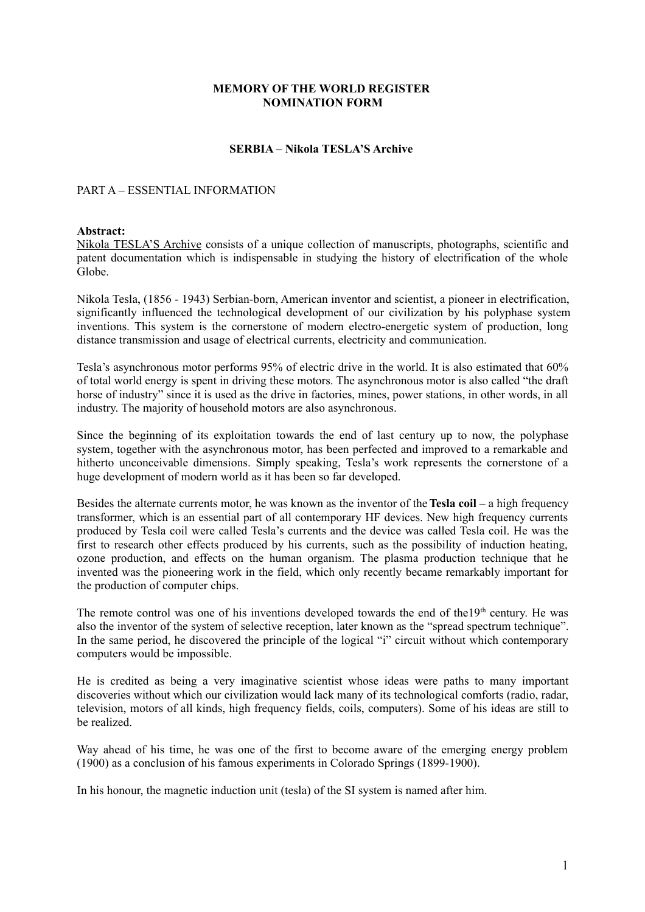# MEMORY OF THE WORLD REGISTER
# NOMINATION FORM

## SERBIA – Nikola TESLA'S Archive

PART A – ESSENTIAL INFORMATION

**Abstract:**
Nikola TESLA'S Archive consists of a unique collection of manuscripts, photographs, scientific and patent documentation which is indispensable in studying the history of electrification of the whole Globe.

Nikola Tesla, (1856 - 1943) Serbian-born, American inventor and scientist, a pioneer in electrification, significantly influenced the technological development of our civilization by his polyphase system inventions. This system is the cornerstone of modern electro-energetic system of production, long distance transmission and usage of electrical currents, electricity and communication.

Tesla's asynchronous motor performs 95% of electric drive in the world. It is also estimated that 60% of total world energy is spent in driving these motors. The asynchronous motor is also called "the draft horse of industry" since it is used as the drive in factories, mines, power stations, in other words, in all industry. The majority of household motors are also asynchronous.

Since the beginning of its exploitation towards the end of last century up to now, the polyphase system, together with the asynchronous motor, has been perfected and improved to a remarkable and hitherto unconceivable dimensions. Simply speaking, Tesla's work represents the cornerstone of a huge development of modern world as it has been so far developed.

Besides the alternate currents motor, he was known as the inventor of the **Tesla coil** – a high frequency transformer, which is an essential part of all contemporary HF devices. New high frequency currents produced by Tesla coil were called Tesla's currents and the device was called Tesla coil. He was the first to research other effects produced by his currents, such as the possibility of induction heating, ozone production, and effects on the human organism. The plasma production technique that he invented was the pioneering work in the field, which only recently became remarkably important for the production of computer chips.

The remote control was one of his inventions developed towards the end of the19th century. He was also the inventor of the system of selective reception, later known as the "spread spectrum technique". In the same period, he discovered the principle of the logical "i" circuit without which contemporary computers would be impossible.

He is credited as being a very imaginative scientist whose ideas were paths to many important discoveries without which our civilization would lack many of its technological comforts (radio, radar, television, motors of all kinds, high frequency fields, coils, computers). Some of his ideas are still to be realized.

Way ahead of his time, he was one of the first to become aware of the emerging energy problem (1900) as a conclusion of his famous experiments in Colorado Springs (1899-1900).

In his honour, the magnetic induction unit (tesla) of the SI system is named after him.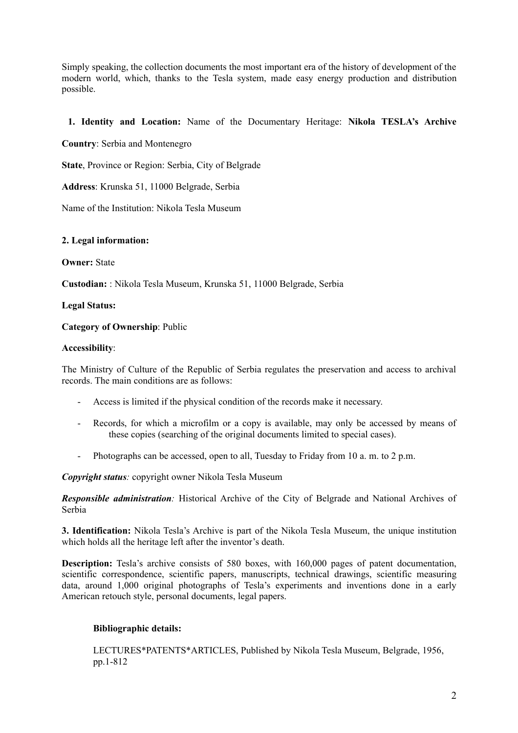Simply speaking, the collection documents the most important era of the history of development of the modern world, which, thanks to the Tesla system, made easy energy production and distribution possible.

1. **Identity and Location:** Name of the Documentary Heritage: **Nikola TESLA's Archive**

**Country**: Serbia and Montenegro

**State**, Province or Region: Serbia, City of Belgrade

**Address**: Krunska 51, 11000 Belgrade, Serbia

Name of the Institution: Nikola Tesla Museum

**2. Legal information:**

**Owner:** State

**Custodian:** : Nikola Tesla Museum, Krunska 51, 11000 Belgrade, Serbia

**Legal Status:**

**Category of Ownership**: Public

**Accessibility**:

The Ministry of Culture of the Republic of Serbia regulates the preservation and access to archival records. The main conditions are as follows:

- Access is limited if the physical condition of the records make it necessary.
- Records, for which a microfilm or a copy is available, may only be accessed by means of these copies (searching of the original documents limited to special cases).
- Photographs can be accessed, open to all, Tuesday to Friday from 10 a. m. to 2 p.m.

***Copyright status**:* copyright owner Nikola Tesla Museum

***Responsible administration**:* Historical Archive of the City of Belgrade and National Archives of Serbia

**3. Identification:** Nikola Tesla's Archive is part of the Nikola Tesla Museum, the unique institution which holds all the heritage left after the inventor's death.

**Description:** Tesla's archive consists of 580 boxes, with 160,000 pages of patent documentation, scientific correspondence, scientific papers, manuscripts, technical drawings, scientific measuring data, around 1,000 original photographs of Tesla's experiments and inventions done in a early American retouch style, personal documents, legal papers.

**Bibliographic details:**

LECTURES*PATENTS*ARTICLES, Published by Nikola Tesla Museum, Belgrade, 1956, pp.1-812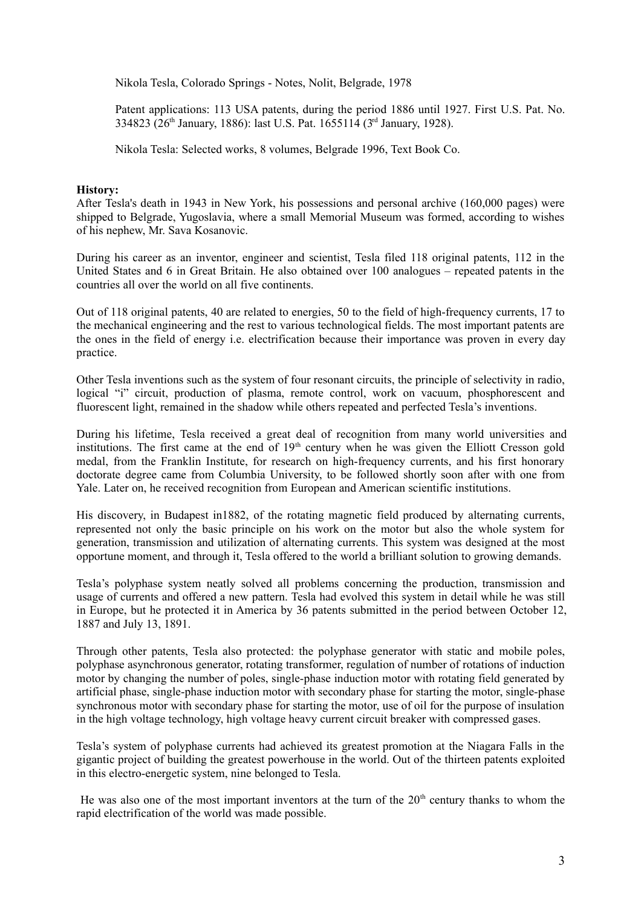Nikola Tesla, Colorado Springs - Notes, Nolit, Belgrade, 1978

Patent applications: 113 USA patents, during the period 1886 until 1927. First U.S. Pat. No. 334823 (26th January, 1886): last U.S. Pat. 1655114 (3rd January, 1928).

Nikola Tesla: Selected works, 8 volumes, Belgrade 1996, Text Book Co.

**History:**

After Tesla's death in 1943 in New York, his possessions and personal archive (160,000 pages) were shipped to Belgrade, Yugoslavia, where a small Memorial Museum was formed, according to wishes of his nephew, Mr. Sava Kosanovic.

During his career as an inventor, engineer and scientist, Tesla filed 118 original patents, 112 in the United States and 6 in Great Britain. He also obtained over 100 analogues – repeated patents in the countries all over the world on all five continents.

Out of 118 original patents, 40 are related to energies, 50 to the field of high-frequency currents, 17 to the mechanical engineering and the rest to various technological fields. The most important patents are the ones in the field of energy i.e. electrification because their importance was proven in every day practice.

Other Tesla inventions such as the system of four resonant circuits, the principle of selectivity in radio, logical "i" circuit, production of plasma, remote control, work on vacuum, phosphorescent and fluorescent light, remained in the shadow while others repeated and perfected Tesla's inventions.

During his lifetime, Tesla received a great deal of recognition from many world universities and institutions. The first came at the end of 19th century when he was given the Elliott Cresson gold medal, from the Franklin Institute, for research on high-frequency currents, and his first honorary doctorate degree came from Columbia University, to be followed shortly soon after with one from Yale. Later on, he received recognition from European and American scientific institutions.

His discovery, in Budapest in1882, of the rotating magnetic field produced by alternating currents, represented not only the basic principle on his work on the motor but also the whole system for generation, transmission and utilization of alternating currents. This system was designed at the most opportune moment, and through it, Tesla offered to the world a brilliant solution to growing demands.

Tesla's polyphase system neatly solved all problems concerning the production, transmission and usage of currents and offered a new pattern. Tesla had evolved this system in detail while he was still in Europe, but he protected it in America by 36 patents submitted in the period between October 12, 1887 and July 13, 1891.

Through other patents, Tesla also protected: the polyphase generator with static and mobile poles, polyphase asynchronous generator, rotating transformer, regulation of number of rotations of induction motor by changing the number of poles, single-phase induction motor with rotating field generated by artificial phase, single-phase induction motor with secondary phase for starting the motor, single-phase synchronous motor with secondary phase for starting the motor, use of oil for the purpose of insulation in the high voltage technology, high voltage heavy current circuit breaker with compressed gases.

Tesla's system of polyphase currents had achieved its greatest promotion at the Niagara Falls in the gigantic project of building the greatest powerhouse in the world. Out of the thirteen patents exploited in this electro-energetic system, nine belonged to Tesla.

He was also one of the most important inventors at the turn of the 20th century thanks to whom the rapid electrification of the world was made possible.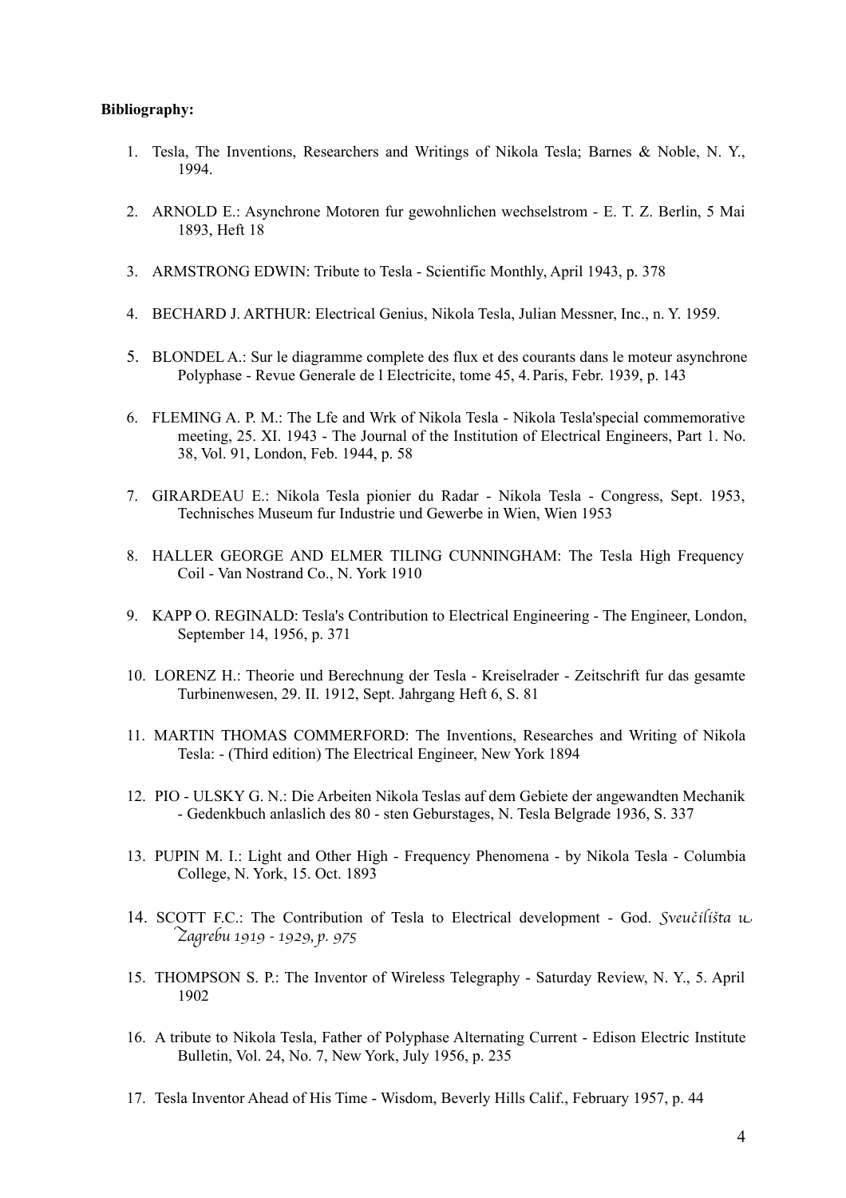**Bibliography:**

1. Tesla, The Inventions, Researchers and Writings of Nikola Tesla; Barnes & Noble, N. Y., 1994.

2. ARNOLD E.: Asynchrone Motoren fur gewohnlichen wechselstrom - E. T. Z. Berlin, 5 Mai 1893, Heft 18

3. ARMSTRONG EDWIN: Tribute to Tesla - Scientific Monthly, April 1943, p. 378

4. BECHARD J. ARTHUR: Electrical Genius, Nikola Tesla, Julian Messner, Inc., n. Y. 1959.

5. BLONDEL A.: Sur le diagramme complete des flux et des courants dans le moteur asynchrone Polyphase - Revue Generale de l Electricite, tome 45, 4. Paris, Febr. 1939, p. 143

6. FLEMING A. P. M.: The Lfe and Wrk of Nikola Tesla - Nikola Tesla'special commemorative meeting, 25. XI. 1943 - The Journal of the Institution of Electrical Engineers, Part 1. No. 38, Vol. 91, London, Feb. 1944, p. 58

7. GIRARDEAU E.: Nikola Tesla pionier du Radar - Nikola Tesla - Congress, Sept. 1953, Technisches Museum fur Industrie und Gewerbe in Wien, Wien 1953

8. HALLER GEORGE AND ELMER TILING CUNNINGHAM: The Tesla High Frequency Coil - Van Nostrand Co., N. York 1910

9. KAPP O. REGINALD: Tesla's Contribution to Electrical Engineering - The Engineer, London, September 14, 1956, p. 371

10. LORENZ H.: Theorie und Berechnung der Tesla - Kreiselrader - Zeitschrift fur das gesamte Turbinenwesen, 29. II. 1912, Sept. Jahrgang Heft 6, S. 81

11. MARTIN THOMAS COMMERFORD: The Inventions, Researches and Writing of Nikola Tesla: - (Third edition) The Electrical Engineer, New York 1894

12. PIO - ULSKY G. N.: Die Arbeiten Nikola Teslas auf dem Gebiete der angewandten Mechanik - Gedenkbuch anlaslich des 80 - sten Geburstages, N. Tesla Belgrade 1936, S. 337

13. PUPIN M. I.: Light and Other High - Frequency Phenomena - by Nikola Tesla - Columbia College, N. York, 15. Oct. 1893

14. SCOTT F.C.: The Contribution of Tesla to Electrical development - God. *Sveučilišta u Zagrebu 1919 - 1929, p. 975*

15. THOMPSON S. P.: The Inventor of Wireless Telegraphy - Saturday Review, N. Y., 5. April 1902

16. A tribute to Nikola Tesla, Father of Polyphase Alternating Current - Edison Electric Institute Bulletin, Vol. 24, No. 7, New York, July 1956, p. 235

17. Tesla Inventor Ahead of His Time - Wisdom, Beverly Hills Calif., February 1957, p. 44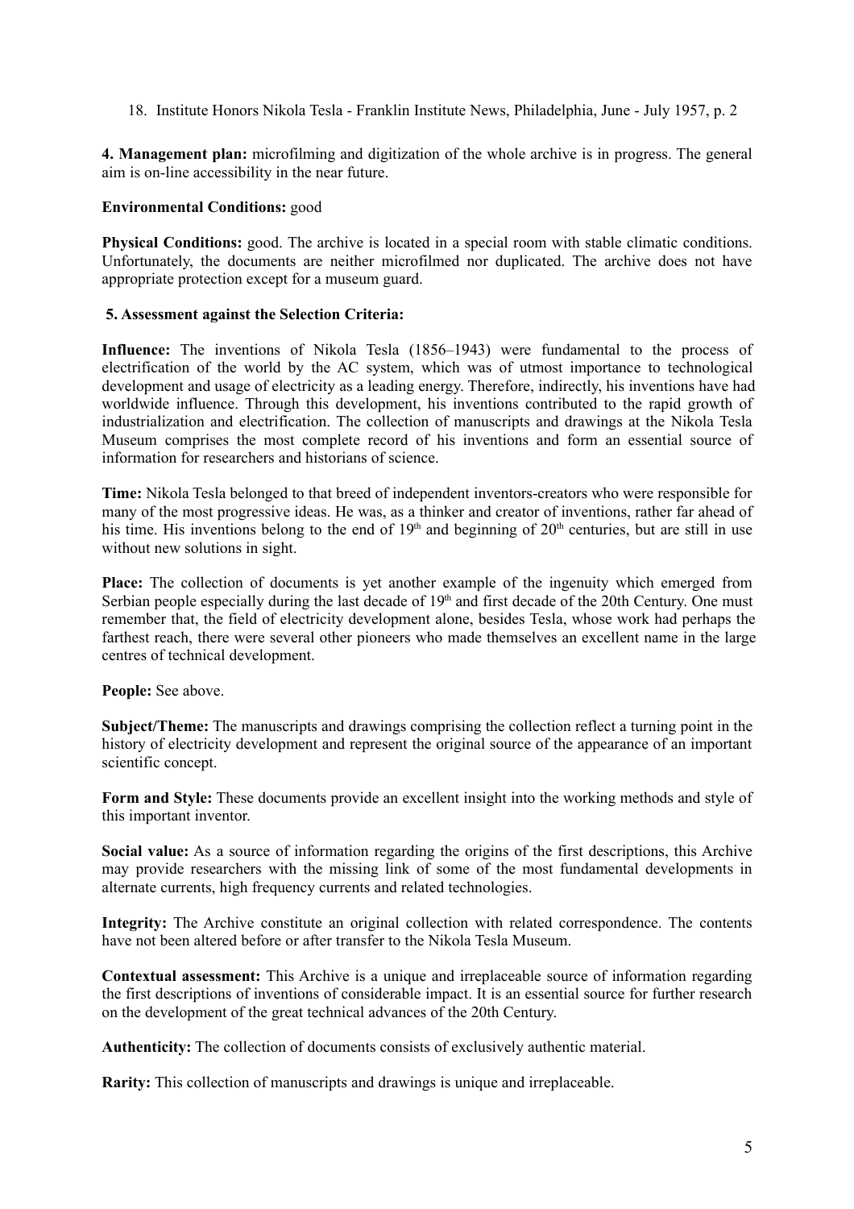18. Institute Honors Nikola Tesla - Franklin Institute News, Philadelphia, June - July 1957, p. 2

**4. Management plan:** microfilming and digitization of the whole archive is in progress. The general aim is on-line accessibility in the near future.

**Environmental Conditions:** good

**Physical Conditions:** good. The archive is located in a special room with stable climatic conditions. Unfortunately, the documents are neither microfilmed nor duplicated. The archive does not have appropriate protection except for a museum guard.

**5. Assessment against the Selection Criteria:**

**Influence:** The inventions of Nikola Tesla (1856–1943) were fundamental to the process of electrification of the world by the AC system, which was of utmost importance to technological development and usage of electricity as a leading energy. Therefore, indirectly, his inventions have had worldwide influence. Through this development, his inventions contributed to the rapid growth of industrialization and electrification. The collection of manuscripts and drawings at the Nikola Tesla Museum comprises the most complete record of his inventions and form an essential source of information for researchers and historians of science.

**Time:** Nikola Tesla belonged to that breed of independent inventors-creators who were responsible for many of the most progressive ideas. He was, as a thinker and creator of inventions, rather far ahead of his time. His inventions belong to the end of 19th and beginning of 20th centuries, but are still in use without new solutions in sight.

**Place:** The collection of documents is yet another example of the ingenuity which emerged from Serbian people especially during the last decade of 19th and first decade of the 20th Century. One must remember that, the field of electricity development alone, besides Tesla, whose work had perhaps the farthest reach, there were several other pioneers who made themselves an excellent name in the large centres of technical development.

**People:** See above.

**Subject/Theme:** The manuscripts and drawings comprising the collection reflect a turning point in the history of electricity development and represent the original source of the appearance of an important scientific concept.

**Form and Style:** These documents provide an excellent insight into the working methods and style of this important inventor.

**Social value:** As a source of information regarding the origins of the first descriptions, this Archive may provide researchers with the missing link of some of the most fundamental developments in alternate currents, high frequency currents and related technologies.

**Integrity:** The Archive constitute an original collection with related correspondence. The contents have not been altered before or after transfer to the Nikola Tesla Museum.

**Contextual assessment:** This Archive is a unique and irreplaceable source of information regarding the first descriptions of inventions of considerable impact. It is an essential source for further research on the development of the great technical advances of the 20th Century.

**Authenticity:** The collection of documents consists of exclusively authentic material.

**Rarity:** This collection of manuscripts and drawings is unique and irreplaceable.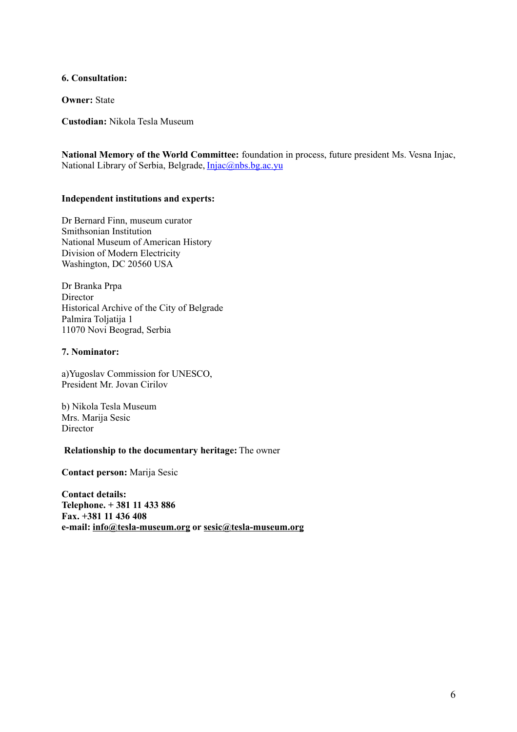**6. Consultation:**

**Owner:** State

**Custodian:** Nikola Tesla Museum

**National Memory of the World Committee:** foundation in process, future president Ms. Vesna Injac, National Library of Serbia, Belgrade, Injac@nbs.bg.ac.yu

**Independent institutions and experts:**

Dr Bernard Finn, museum curator
Smithsonian Institution
National Museum of American History
Division of Modern Electricity
Washington, DC 20560 USA

Dr Branka Prpa
Director
Historical Archive of the City of Belgrade
Palmira Toljatija 1
11070 Novi Beograd, Serbia

**7. Nominator:**

a)Yugoslav Commission for UNESCO,
President Mr. Jovan Cirilov

b) Nikola Tesla Museum
Mrs. Marija Sesic
Director

**Relationship to the documentary heritage:** The owner

**Contact person:** Marija Sesic

**Contact details:**
**Telephone. + 381 11 433 886**
**Fax. +381 11 436 408**
**e-mail: info@tesla-museum.org or sesic@tesla-museum.org**